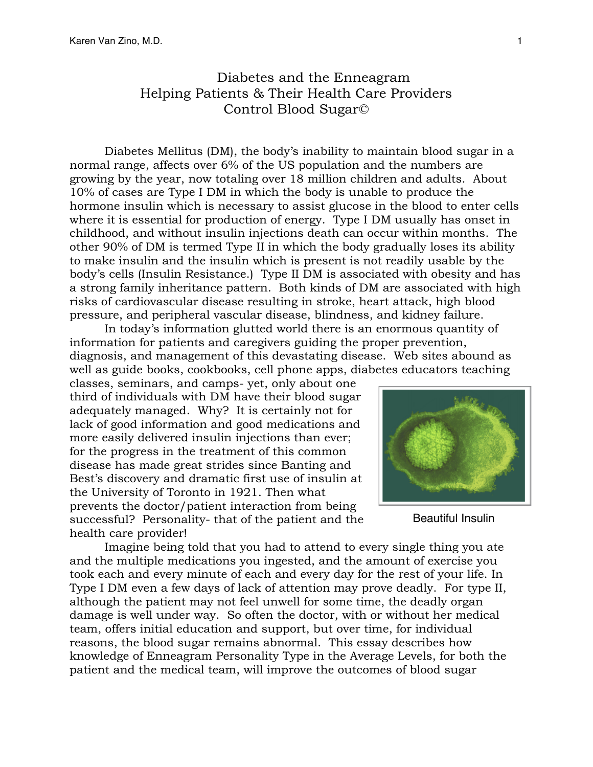# Diabetes and the Enneagram
## Helping Patients & Their Health Care Providers Control Blood Sugar©

Diabetes Mellitus (DM), the body's inability to maintain blood sugar in a normal range, affects over 6% of the US population and the numbers are growing by the year, now totaling over 18 million children and adults. About 10% of cases are Type I DM in which the body is unable to produce the hormone insulin which is necessary to assist glucose in the blood to enter cells where it is essential for production of energy. Type I DM usually has onset in childhood, and without insulin injections death can occur within months. The other 90% of DM is termed Type II in which the body gradually loses its ability to make insulin and the insulin which is present is not readily usable by the body's cells (Insulin Resistance.) Type II DM is associated with obesity and has a strong family inheritance pattern. Both kinds of DM are associated with high risks of cardiovascular disease resulting in stroke, heart attack, high blood pressure, and peripheral vascular disease, blindness, and kidney failure.

In today's information glutted world there is an enormous quantity of information for patients and caregivers guiding the proper prevention, diagnosis, and management of this devastating disease. Web sites abound as well as guide books, cookbooks, cell phone apps, diabetes educators teaching classes, seminars, and camps- yet, only about one third of individuals with DM have their blood sugar adequately managed. Why? It is certainly not for lack of good information and good medications and more easily delivered insulin injections than ever; for the progress in the treatment of this common disease has made great strides since Banting and Best's discovery and dramatic first use of insulin at the University of Toronto in 1921. Then what prevents the doctor/patient interaction from being successful? Personality- that of the patient and the health care provider!

Beautiful Insulin

Imagine being told that you had to attend to every single thing you ate and the multiple medications you ingested, and the amount of exercise you took each and every minute of each and every day for the rest of your life. In Type I DM even a few days of lack of attention may prove deadly. For type II, although the patient may not feel unwell for some time, the deadly organ damage is well under way. So often the doctor, with or without her medical team, offers initial education and support, but over time, for individual reasons, the blood sugar remains abnormal. This essay describes how knowledge of Enneagram Personality Type in the Average Levels, for both the patient and the medical team, will improve the outcomes of blood sugar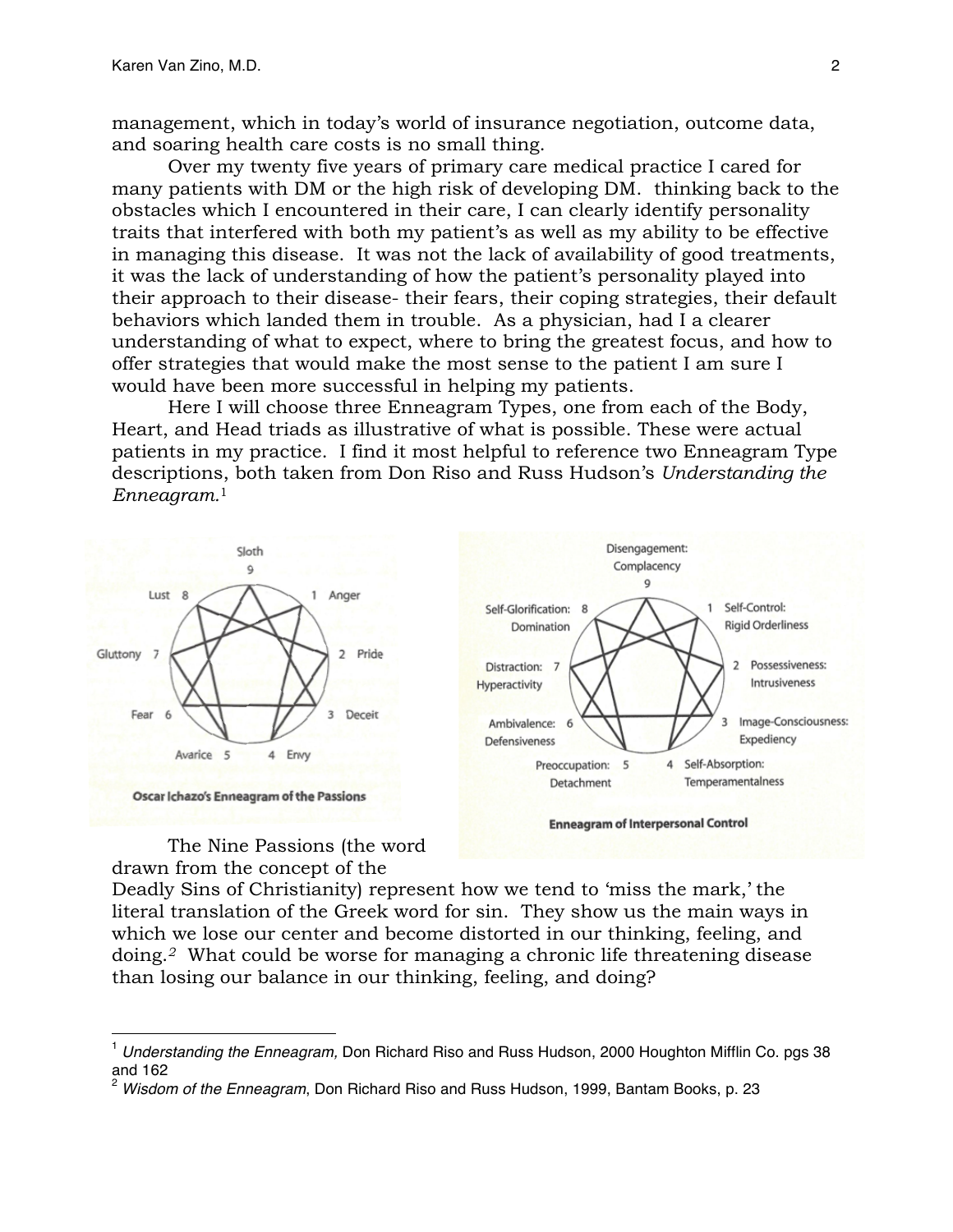management, which in today's world of insurance negotiation, outcome data, and soaring health care costs is no small thing.

Over my twenty five years of primary care medical practice I cared for many patients with DM or the high risk of developing DM. thinking back to the obstacles which I encountered in their care, I can clearly identify personality traits that interfered with both my patient's as well as my ability to be effective in managing this disease. It was not the lack of availability of good treatments, it was the lack of understanding of how the patient's personality played into their approach to their disease- their fears, their coping strategies, their default behaviors which landed them in trouble. As a physician, had I a clearer understanding of what to expect, where to bring the greatest focus, and how to offer strategies that would make the most sense to the patient I am sure I would have been more successful in helping my patients.

Here I will choose three Enneagram Types, one from each of the Body, Heart, and Head triads as illustrative of what is possible. These were actual patients in my practice. I find it most helpful to reference two Enneagram Type descriptions, both taken from Don Riso and Russ Hudson's *Understanding the Enneagram.*[1]

Oscar Ichazo's Enneagram of the Passions

| Type | Passion |
| --- | --- |
| 9 | Sloth |
| 1 | Anger |
| 2 | Pride |
| 3 | Deceit |
| 4 | Envy |
| 5 | Avarice |
| 6 | Fear |
| 7 | Gluttony |
| 8 | Lust |

Enneagram of Interpersonal Control

| Type | Interpersonal Control |
| --- | --- |
| 9 | Disengagement: Complacency |
| 1 | Self-Control: Rigid Orderliness |
| 2 | Possessiveness: Intrusiveness |
| 3 | Image-Consciousness: Expediency |
| 4 | Self-Absorption: Temperamentalness |
| 5 | Preoccupation: Detachment |
| 6 | Ambivalence: Defensiveness |
| 7 | Distraction: Hyperactivity |
| 8 | Self-Glorification: Domination |

The Nine Passions (the word drawn from the concept of the Deadly Sins of Christianity) represent how we tend to 'miss the mark,' the literal translation of the Greek word for sin. They show us the main ways in which we lose our center and become distorted in our thinking, feeling, and doing.[2] What could be worse for managing a chronic life threatening disease than losing our balance in our thinking, feeling, and doing?

---

[1] *Understanding the Enneagram,* Don Richard Riso and Russ Hudson, 2000 Houghton Mifflin Co. pgs 38 and 162

[2] *Wisdom of the Enneagram*, Don Richard Riso and Russ Hudson, 1999, Bantam Books, p. 23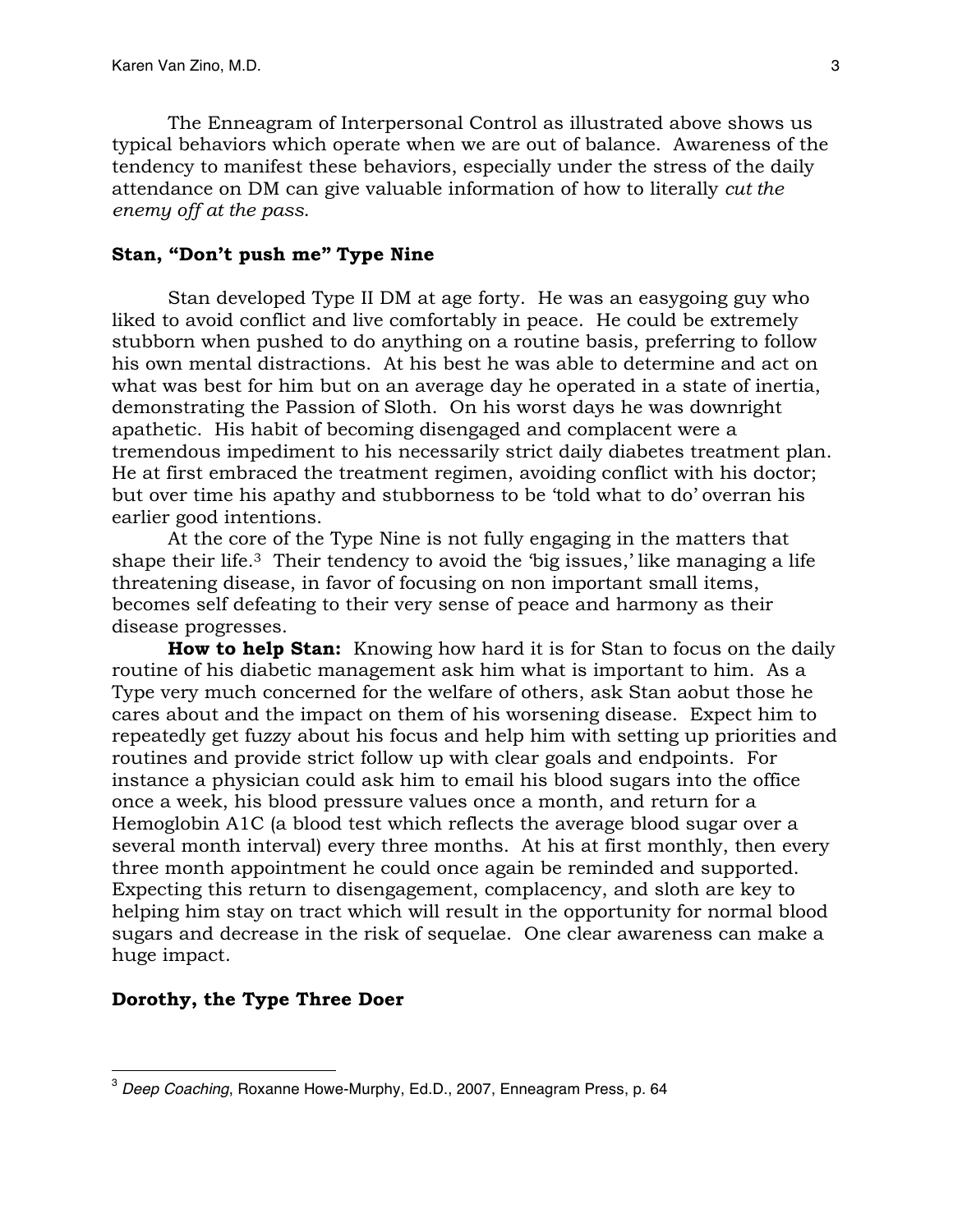The Enneagram of Interpersonal Control as illustrated above shows us typical behaviors which operate when we are out of balance. Awareness of the tendency to manifest these behaviors, especially under the stress of the daily attendance on DM can give valuable information of how to literally *cut the enemy off at the pass*.

**Stan, "Don't push me" Type Nine**

Stan developed Type II DM at age forty. He was an easygoing guy who liked to avoid conflict and live comfortably in peace. He could be extremely stubborn when pushed to do anything on a routine basis, preferring to follow his own mental distractions. At his best he was able to determine and act on what was best for him but on an average day he operated in a state of inertia, demonstrating the Passion of Sloth. On his worst days he was downright apathetic. His habit of becoming disengaged and complacent were a tremendous impediment to his necessarily strict daily diabetes treatment plan. He at first embraced the treatment regimen, avoiding conflict with his doctor; but over time his apathy and stubborness to be 'told what to do' overran his earlier good intentions.

At the core of the Type Nine is not fully engaging in the matters that shape their life.[3] Their tendency to avoid the 'big issues,' like managing a life threatening disease, in favor of focusing on non important small items, becomes self defeating to their very sense of peace and harmony as their disease progresses.

**How to help Stan:** Knowing how hard it is for Stan to focus on the daily routine of his diabetic management ask him what is important to him. As a Type very much concerned for the welfare of others, ask Stan aobut those he cares about and the impact on them of his worsening disease. Expect him to repeatedly get fuzzy about his focus and help him with setting up priorities and routines and provide strict follow up with clear goals and endpoints. For instance a physician could ask him to email his blood sugars into the office once a week, his blood pressure values once a month, and return for a Hemoglobin A1C (a blood test which reflects the average blood sugar over a several month interval) every three months. At his at first monthly, then every three month appointment he could once again be reminded and supported. Expecting this return to disengagement, complacency, and sloth are key to helping him stay on tract which will result in the opportunity for normal blood sugars and decrease in the risk of sequelae. One clear awareness can make a huge impact.

**Dorothy, the Type Three Doer**

[3] *Deep Coaching*, Roxanne Howe-Murphy, Ed.D., 2007, Enneagram Press, p. 64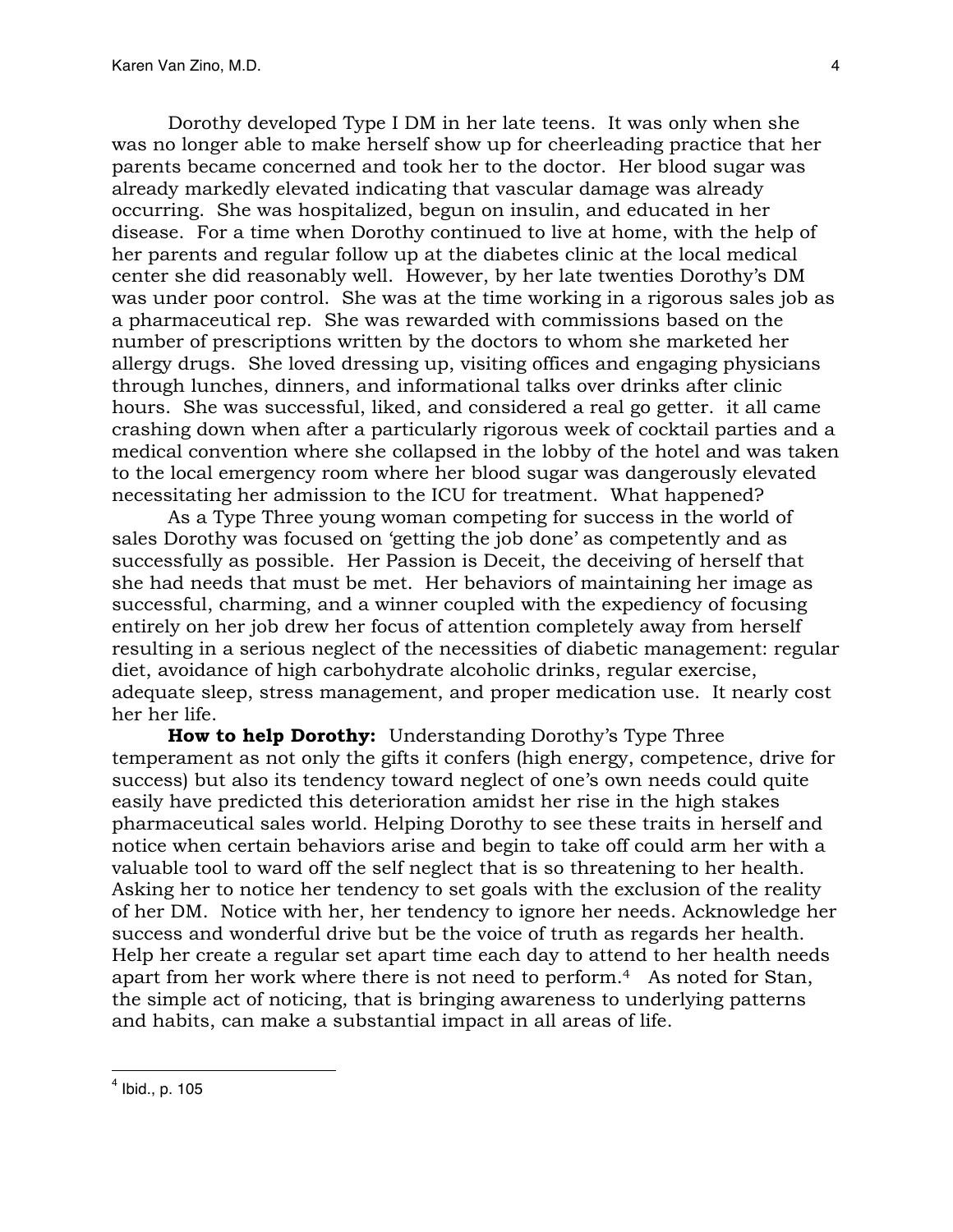Dorothy developed Type I DM in her late teens. It was only when she was no longer able to make herself show up for cheerleading practice that her parents became concerned and took her to the doctor. Her blood sugar was already markedly elevated indicating that vascular damage was already occurring. She was hospitalized, begun on insulin, and educated in her disease. For a time when Dorothy continued to live at home, with the help of her parents and regular follow up at the diabetes clinic at the local medical center she did reasonably well. However, by her late twenties Dorothy's DM was under poor control. She was at the time working in a rigorous sales job as a pharmaceutical rep. She was rewarded with commissions based on the number of prescriptions written by the doctors to whom she marketed her allergy drugs. She loved dressing up, visiting offices and engaging physicians through lunches, dinners, and informational talks over drinks after clinic hours. She was successful, liked, and considered a real go getter. it all came crashing down when after a particularly rigorous week of cocktail parties and a medical convention where she collapsed in the lobby of the hotel and was taken to the local emergency room where her blood sugar was dangerously elevated necessitating her admission to the ICU for treatment. What happened?

As a Type Three young woman competing for success in the world of sales Dorothy was focused on 'getting the job done' as competently and as successfully as possible. Her Passion is Deceit, the deceiving of herself that she had needs that must be met. Her behaviors of maintaining her image as successful, charming, and a winner coupled with the expediency of focusing entirely on her job drew her focus of attention completely away from herself resulting in a serious neglect of the necessities of diabetic management: regular diet, avoidance of high carbohydrate alcoholic drinks, regular exercise, adequate sleep, stress management, and proper medication use. It nearly cost her her life.

**How to help Dorothy:** Understanding Dorothy's Type Three temperament as not only the gifts it confers (high energy, competence, drive for success) but also its tendency toward neglect of one's own needs could quite easily have predicted this deterioration amidst her rise in the high stakes pharmaceutical sales world. Helping Dorothy to see these traits in herself and notice when certain behaviors arise and begin to take off could arm her with a valuable tool to ward off the self neglect that is so threatening to her health. Asking her to notice her tendency to set goals with the exclusion of the reality of her DM. Notice with her, her tendency to ignore her needs. Acknowledge her success and wonderful drive but be the voice of truth as regards her health. Help her create a regular set apart time each day to attend to her health needs apart from her work where there is not need to perform.[4] As noted for Stan, the simple act of noticing, that is bringing awareness to underlying patterns and habits, can make a substantial impact in all areas of life.

---

[4] Ibid., p. 105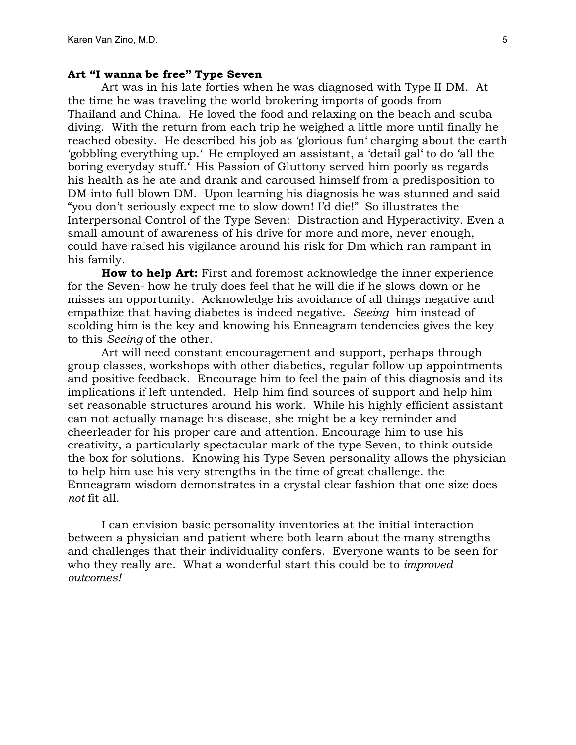**Art "I wanna be free" Type Seven**

Art was in his late forties when he was diagnosed with Type II DM. At the time he was traveling the world brokering imports of goods from Thailand and China. He loved the food and relaxing on the beach and scuba diving. With the return from each trip he weighed a little more until finally he reached obesity. He described his job as 'glorious fun' charging about the earth 'gobbling everything up.' He employed an assistant, a 'detail gal' to do 'all the boring everyday stuff.' His Passion of Gluttony served him poorly as regards his health as he ate and drank and caroused himself from a predisposition to DM into full blown DM. Upon learning his diagnosis he was stunned and said "you don't seriously expect me to slow down! I'd die!" So illustrates the Interpersonal Control of the Type Seven: Distraction and Hyperactivity. Even a small amount of awareness of his drive for more and more, never enough, could have raised his vigilance around his risk for Dm which ran rampant in his family.

**How to help Art:** First and foremost acknowledge the inner experience for the Seven- how he truly does feel that he will die if he slows down or he misses an opportunity. Acknowledge his avoidance of all things negative and empathize that having diabetes is indeed negative. *Seeing* him instead of scolding him is the key and knowing his Enneagram tendencies gives the key to this *Seeing* of the other.

Art will need constant encouragement and support, perhaps through group classes, workshops with other diabetics, regular follow up appointments and positive feedback. Encourage him to feel the pain of this diagnosis and its implications if left untended. Help him find sources of support and help him set reasonable structures around his work. While his highly efficient assistant can not actually manage his disease, she might be a key reminder and cheerleader for his proper care and attention. Encourage him to use his creativity, a particularly spectacular mark of the type Seven, to think outside the box for solutions. Knowing his Type Seven personality allows the physician to help him use his very strengths in the time of great challenge. the Enneagram wisdom demonstrates in a crystal clear fashion that one size does *not* fit all.

I can envision basic personality inventories at the initial interaction between a physician and patient where both learn about the many strengths and challenges that their individuality confers. Everyone wants to be seen for who they really are. What a wonderful start this could be to *improved outcomes!*